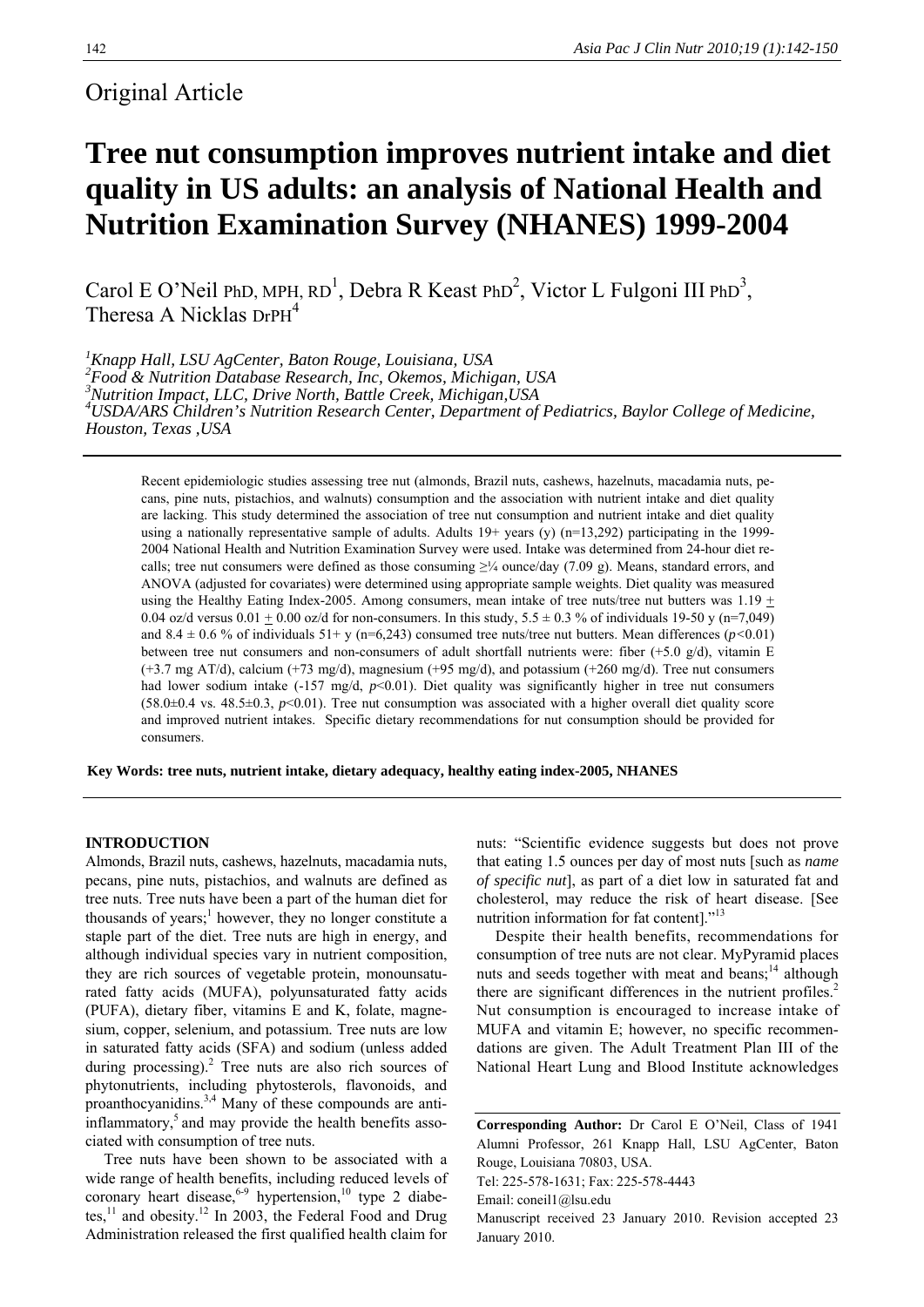Original Article

# Tree nut consumption improves nutrient intake and diet quality in US adults: an analysis of National Health and Nutrition Examination Survey (NHANES) 1999-2004

Carol E O'Neil PhD, MPH, RD[1], Debra R Keast PhD[2], Victor L Fulgoni III PhD[3], Theresa A Nicklas DrPH[4]

[1]*Knapp Hall, LSU AgCenter, Baton Rouge, Louisiana, USA*
[2]*Food & Nutrition Database Research, Inc, Okemos, Michigan, USA*
[3]*Nutrition Impact, LLC, Drive North, Battle Creek, Michigan,USA*
[4]*USDA/ARS Children's Nutrition Research Center, Department of Pediatrics, Baylor College of Medicine, Houston, Texas ,USA*

Recent epidemiologic studies assessing tree nut (almonds, Brazil nuts, cashews, hazelnuts, macadamia nuts, pecans, pine nuts, pistachios, and walnuts) consumption and the association with nutrient intake and diet quality are lacking. This study determined the association of tree nut consumption and nutrient intake and diet quality using a nationally representative sample of adults. Adults 19+ years (y) (n=13,292) participating in the 1999-2004 National Health and Nutrition Examination Survey were used. Intake was determined from 24-hour diet recalls; tree nut consumers were defined as those consuming ≥¼ ounce/day (7.09 g). Means, standard errors, and ANOVA (adjusted for covariates) were determined using appropriate sample weights. Diet quality was measured using the Healthy Eating Index-2005. Among consumers, mean intake of tree nuts/tree nut butters was 1.19 $\pm$ 0.04 oz/d versus 0.01 $\pm$ 0.00 oz/d for non-consumers. In this study, 5.5 ± 0.3 % of individuals 19-50 y (n=7,049) and 8.4 ± 0.6 % of individuals 51+ y (n=6,243) consumed tree nuts/tree nut butters. Mean differences ($p<0.01$) between tree nut consumers and non-consumers of adult shortfall nutrients were: fiber (+5.0 g/d), vitamin E (+3.7 mg AT/d), calcium (+73 mg/d), magnesium (+95 mg/d), and potassium (+260 mg/d). Tree nut consumers had lower sodium intake (-157 mg/d, $p<0.01$). Diet quality was significantly higher in tree nut consumers (58.0±0.4 vs. 48.5±0.3, $p<0.01$). Tree nut consumption was associated with a higher overall diet quality score and improved nutrient intakes. Specific dietary recommendations for nut consumption should be provided for consumers.

**Key Words: tree nuts, nutrient intake, dietary adequacy, healthy eating index-2005, NHANES**

## INTRODUCTION

Almonds, Brazil nuts, cashews, hazelnuts, macadamia nuts, pecans, pine nuts, pistachios, and walnuts are defined as tree nuts. Tree nuts have been a part of the human diet for thousands of years;[1] however, they no longer constitute a staple part of the diet. Tree nuts are high in energy, and although individual species vary in nutrient composition, they are rich sources of vegetable protein, monounsaturated fatty acids (MUFA), polyunsaturated fatty acids (PUFA), dietary fiber, vitamins E and K, folate, magnesium, copper, selenium, and potassium. Tree nuts are low in saturated fatty acids (SFA) and sodium (unless added during processing).[2] Tree nuts are also rich sources of phytonutrients, including phytosterols, flavonoids, and proanthocyanidins.[3,4] Many of these compounds are anti-inflammatory,[5] and may provide the health benefits associated with consumption of tree nuts.

Tree nuts have been shown to be associated with a wide range of health benefits, including reduced levels of coronary heart disease,[6-9] hypertension,[10] type 2 diabetes,[11] and obesity.[12] In 2003, the Federal Food and Drug Administration released the first qualified health claim for nuts: "Scientific evidence suggests but does not prove that eating 1.5 ounces per day of most nuts [such as *name of specific nut*], as part of a diet low in saturated fat and cholesterol, may reduce the risk of heart disease. [See nutrition information for fat content]."[13]

Despite their health benefits, recommendations for consumption of tree nuts are not clear. MyPyramid places nuts and seeds together with meat and beans;[14] although there are significant differences in the nutrient profiles.[2] Nut consumption is encouraged to increase intake of MUFA and vitamin E; however, no specific recommendations are given. The Adult Treatment Plan III of the National Heart Lung and Blood Institute acknowledges

**Corresponding Author:** Dr Carol E O'Neil, Class of 1941 Alumni Professor, 261 Knapp Hall, LSU AgCenter, Baton Rouge, Louisiana 70803, USA.
Tel: 225-578-1631; Fax: 225-578-4443
Email: coneil1@lsu.edu
Manuscript received 23 January 2010. Revision accepted 23 January 2010.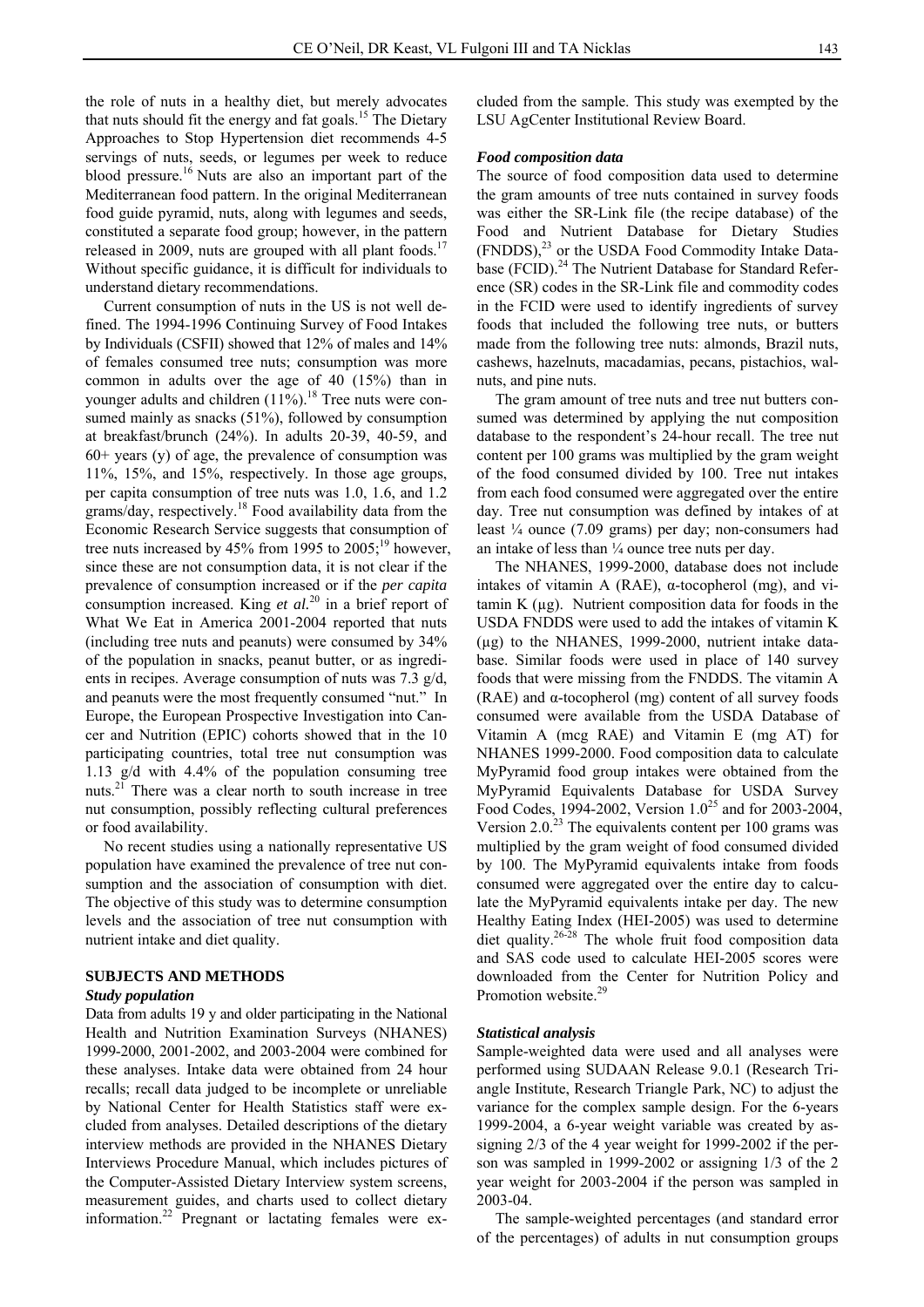the role of nuts in a healthy diet, but merely advocates that nuts should fit the energy and fat goals.[15] The Dietary Approaches to Stop Hypertension diet recommends 4-5 servings of nuts, seeds, or legumes per week to reduce blood pressure.[16] Nuts are also an important part of the Mediterranean food pattern. In the original Mediterranean food guide pyramid, nuts, along with legumes and seeds, constituted a separate food group; however, in the pattern released in 2009, nuts are grouped with all plant foods.[17] Without specific guidance, it is difficult for individuals to understand dietary recommendations.

Current consumption of nuts in the US is not well defined. The 1994-1996 Continuing Survey of Food Intakes by Individuals (CSFII) showed that 12% of males and 14% of females consumed tree nuts; consumption was more common in adults over the age of 40 (15%) than in younger adults and children (11%).[18] Tree nuts were consumed mainly as snacks (51%), followed by consumption at breakfast/brunch (24%). In adults 20-39, 40-59, and 60+ years (y) of age, the prevalence of consumption was 11%, 15%, and 15%, respectively. In those age groups, per capita consumption of tree nuts was 1.0, 1.6, and 1.2 grams/day, respectively.[18] Food availability data from the Economic Research Service suggests that consumption of tree nuts increased by 45% from 1995 to 2005;[19] however, since these are not consumption data, it is not clear if the prevalence of consumption increased or if the *per capita* consumption increased. King *et al*.[20] in a brief report of What We Eat in America 2001-2004 reported that nuts (including tree nuts and peanuts) were consumed by 34% of the population in snacks, peanut butter, or as ingredients in recipes. Average consumption of nuts was 7.3 g/d, and peanuts were the most frequently consumed "nut." In Europe, the European Prospective Investigation into Cancer and Nutrition (EPIC) cohorts showed that in the 10 participating countries, total tree nut consumption was 1.13 g/d with 4.4% of the population consuming tree nuts.[21] There was a clear north to south increase in tree nut consumption, possibly reflecting cultural preferences or food availability.

No recent studies using a nationally representative US population have examined the prevalence of tree nut consumption and the association of consumption with diet. The objective of this study was to determine consumption levels and the association of tree nut consumption with nutrient intake and diet quality.

## SUBJECTS AND METHODS

### *Study population*

Data from adults 19 y and older participating in the National Health and Nutrition Examination Surveys (NHANES) 1999-2000, 2001-2002, and 2003-2004 were combined for these analyses. Intake data were obtained from 24 hour recalls; recall data judged to be incomplete or unreliable by National Center for Health Statistics staff were excluded from analyses. Detailed descriptions of the dietary interview methods are provided in the NHANES Dietary Interviews Procedure Manual, which includes pictures of the Computer-Assisted Dietary Interview system screens, measurement guides, and charts used to collect dietary information.[22] Pregnant or lactating females were excluded from the sample. This study was exempted by the LSU AgCenter Institutional Review Board.

### *Food composition data*

The source of food composition data used to determine the gram amounts of tree nuts contained in survey foods was either the SR-Link file (the recipe database) of the Food and Nutrient Database for Dietary Studies (FNDDS),[23] or the USDA Food Commodity Intake Database (FCID).[24] The Nutrient Database for Standard Reference (SR) codes in the SR-Link file and commodity codes in the FCID were used to identify ingredients of survey foods that included the following tree nuts, or butters made from the following tree nuts: almonds, Brazil nuts, cashews, hazelnuts, macadamias, pecans, pistachios, walnuts, and pine nuts.

The gram amount of tree nuts and tree nut butters consumed was determined by applying the nut composition database to the respondent's 24-hour recall. The tree nut content per 100 grams was multiplied by the gram weight of the food consumed divided by 100. Tree nut intakes from each food consumed were aggregated over the entire day. Tree nut consumption was defined by intakes of at least ¼ ounce (7.09 grams) per day; non-consumers had an intake of less than ¼ ounce tree nuts per day.

The NHANES, 1999-2000, database does not include intakes of vitamin A (RAE), α-tocopherol (mg), and vitamin K (μg). Nutrient composition data for foods in the USDA FNDDS were used to add the intakes of vitamin K (μg) to the NHANES, 1999-2000, nutrient intake database. Similar foods were used in place of 140 survey foods that were missing from the FNDDS. The vitamin A (RAE) and α-tocopherol (mg) content of all survey foods consumed were available from the USDA Database of Vitamin A (mcg RAE) and Vitamin E (mg AT) for NHANES 1999-2000. Food composition data to calculate MyPyramid food group intakes were obtained from the MyPyramid Equivalents Database for USDA Survey Food Codes, 1994-2002, Version 1.0[25] and for 2003-2004, Version 2.0.[23] The equivalents content per 100 grams was multiplied by the gram weight of food consumed divided by 100. The MyPyramid equivalents intake from foods consumed were aggregated over the entire day to calculate the MyPyramid equivalents intake per day. The new Healthy Eating Index (HEI-2005) was used to determine diet quality.[26-28] The whole fruit food composition data and SAS code used to calculate HEI-2005 scores were downloaded from the Center for Nutrition Policy and Promotion website.[29]

### *Statistical analysis*

Sample-weighted data were used and all analyses were performed using SUDAAN Release 9.0.1 (Research Triangle Institute, Research Triangle Park, NC) to adjust the variance for the complex sample design. For the 6-years 1999-2004, a 6-year weight variable was created by assigning 2/3 of the 4 year weight for 1999-2002 if the person was sampled in 1999-2002 or assigning 1/3 of the 2 year weight for 2003-2004 if the person was sampled in 2003-04.

The sample-weighted percentages (and standard error of the percentages) of adults in nut consumption groups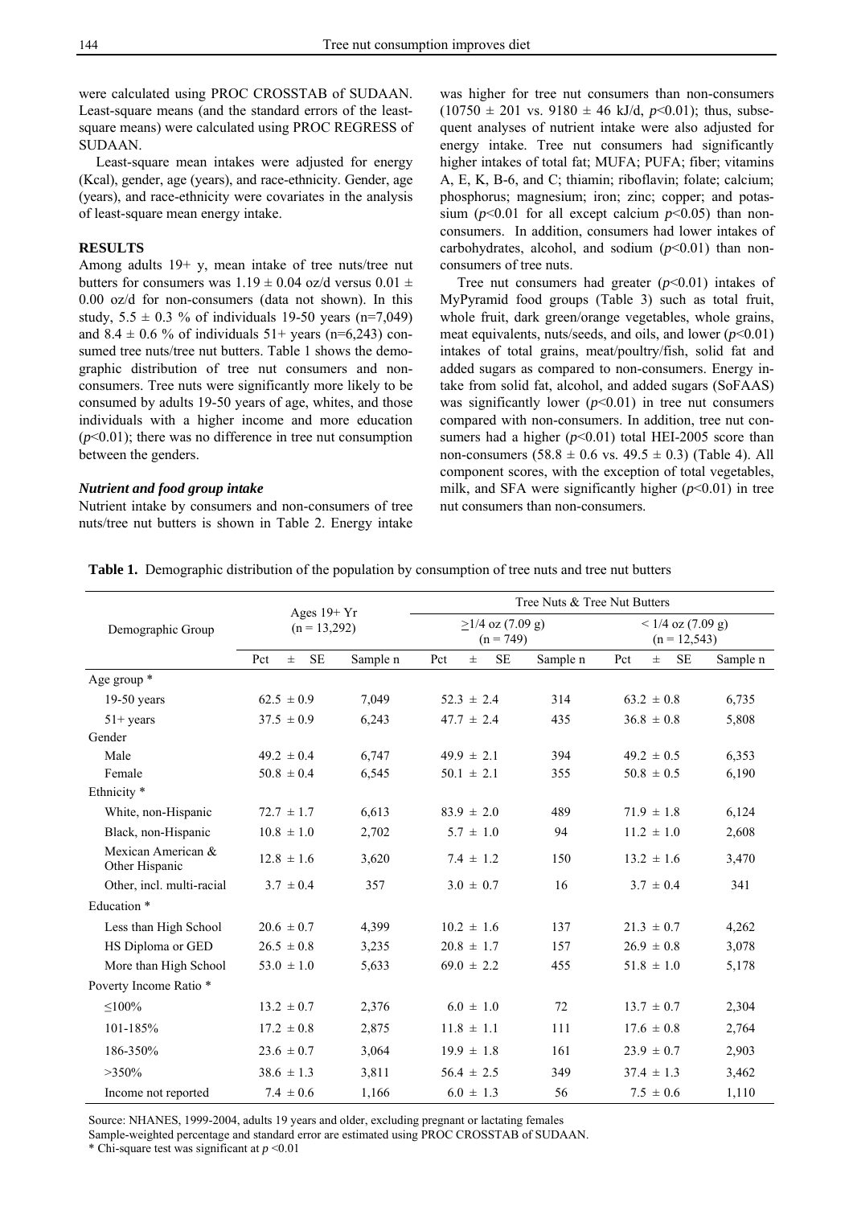were calculated using PROC CROSSTAB of SUDAAN. Least-square means (and the standard errors of the least-square means) were calculated using PROC REGRESS of SUDAAN.

Least-square mean intakes were adjusted for energy (Kcal), gender, age (years), and race-ethnicity. Gender, age (years), and race-ethnicity were covariates in the analysis of least-square mean energy intake.

## RESULTS

Among adults 19+ y, mean intake of tree nuts/tree nut butters for consumers was 1.19 ± 0.04 oz/d versus 0.01 ± 0.00 oz/d for non-consumers (data not shown). In this study, 5.5 ± 0.3 % of individuals 19-50 years (n=7,049) and 8.4 ± 0.6 % of individuals 51+ years (n=6,243) consumed tree nuts/tree nut butters. Table 1 shows the demographic distribution of tree nut consumers and non-consumers. Tree nuts were significantly more likely to be consumed by adults 19-50 years of age, whites, and those individuals with a higher income and more education ($p<0.01$); there was no difference in tree nut consumption between the genders.

### *Nutrient and food group intake*

Nutrient intake by consumers and non-consumers of tree nuts/tree nut butters is shown in Table 2. Energy intake was higher for tree nut consumers than non-consumers (10750 ± 201 vs. 9180 ± 46 kJ/d, $p<0.01$); thus, subsequent analyses of nutrient intake were also adjusted for energy intake. Tree nut consumers had significantly higher intakes of total fat; MUFA; PUFA; fiber; vitamins A, E, K, B-6, and C; thiamin; riboflavin; folate; calcium; phosphorus; magnesium; iron; zinc; copper; and potassium ($p<0.01$ for all except calcium $p<0.05$) than non-consumers. In addition, consumers had lower intakes of carbohydrates, alcohol, and sodium ($p<0.01$) than non-consumers of tree nuts.

Tree nut consumers had greater ($p<0.01$) intakes of MyPyramid food groups (Table 3) such as total fruit, whole fruit, dark green/orange vegetables, whole grains, meat equivalents, nuts/seeds, and oils, and lower ($p<0.01$) intakes of total grains, meat/poultry/fish, solid fat and added sugars as compared to non-consumers. Energy intake from solid fat, alcohol, and added sugars (SoFAAS) was significantly lower ($p<0.01$) in tree nut consumers compared with non-consumers. In addition, tree nut consumers had a higher ($p<0.01$) total HEI-2005 score than non-consumers (58.8 ± 0.6 vs. 49.5 ± 0.3) (Table 4). All component scores, with the exception of total vegetables, milk, and SFA were significantly higher ($p<0.01$) in tree nut consumers than non-consumers.

**Table 1.** Demographic distribution of the population by consumption of tree nuts and tree nut butters

| Demographic Group | Ages 19+ Yr (n = 13,292) | | Tree Nuts & Tree Nut Butters | | | |
|---|---|---|---|---|---|---|
| | | | ≥1/4 oz (7.09 g) (n = 749) | | < 1/4 oz (7.09 g) (n = 12,543) | |
| | Pct ± SE | Sample n | Pct ± SE | Sample n | Pct ± SE | Sample n |
| Age group * | | | | | | |
| 19-50 years | 62.5 ± 0.9 | 7,049 | 52.3 ± 2.4 | 314 | 63.2 ± 0.8 | 6,735 |
| 51+ years | 37.5 ± 0.9 | 6,243 | 47.7 ± 2.4 | 435 | 36.8 ± 0.8 | 5,808 |
| Gender | | | | | | |
| Male | 49.2 ± 0.4 | 6,747 | 49.9 ± 2.1 | 394 | 49.2 ± 0.5 | 6,353 |
| Female | 50.8 ± 0.4 | 6,545 | 50.1 ± 2.1 | 355 | 50.8 ± 0.5 | 6,190 |
| Ethnicity * | | | | | | |
| White, non-Hispanic | 72.7 ± 1.7 | 6,613 | 83.9 ± 2.0 | 489 | 71.9 ± 1.8 | 6,124 |
| Black, non-Hispanic | 10.8 ± 1.0 | 2,702 | 5.7 ± 1.0 | 94 | 11.2 ± 1.0 | 2,608 |
| Mexican American & Other Hispanic | 12.8 ± 1.6 | 3,620 | 7.4 ± 1.2 | 150 | 13.2 ± 1.6 | 3,470 |
| Other, incl. multi-racial | 3.7 ± 0.4 | 357 | 3.0 ± 0.7 | 16 | 3.7 ± 0.4 | 341 |
| Education * | | | | | | |
| Less than High School | 20.6 ± 0.7 | 4,399 | 10.2 ± 1.6 | 137 | 21.3 ± 0.7 | 4,262 |
| HS Diploma or GED | 26.5 ± 0.8 | 3,235 | 20.8 ± 1.7 | 157 | 26.9 ± 0.8 | 3,078 |
| More than High School | 53.0 ± 1.0 | 5,633 | 69.0 ± 2.2 | 455 | 51.8 ± 1.0 | 5,178 |
| Poverty Income Ratio * | | | | | | |
| ≤100% | 13.2 ± 0.7 | 2,376 | 6.0 ± 1.0 | 72 | 13.7 ± 0.7 | 2,304 |
| 101-185% | 17.2 ± 0.8 | 2,875 | 11.8 ± 1.1 | 111 | 17.6 ± 0.8 | 2,764 |
| 186-350% | 23.6 ± 0.7 | 3,064 | 19.9 ± 1.8 | 161 | 23.9 ± 0.7 | 2,903 |
| >350% | 38.6 ± 1.3 | 3,811 | 56.4 ± 2.5 | 349 | 37.4 ± 1.3 | 3,462 |
| Income not reported | 7.4 ± 0.6 | 1,166 | 6.0 ± 1.3 | 56 | 7.5 ± 0.6 | 1,110 |

Source: NHANES, 1999-2004, adults 19 years and older, excluding pregnant or lactating females

Sample-weighted percentage and standard error are estimated using PROC CROSSTAB of SUDAAN.

\* Chi-square test was significant at $p<0.01$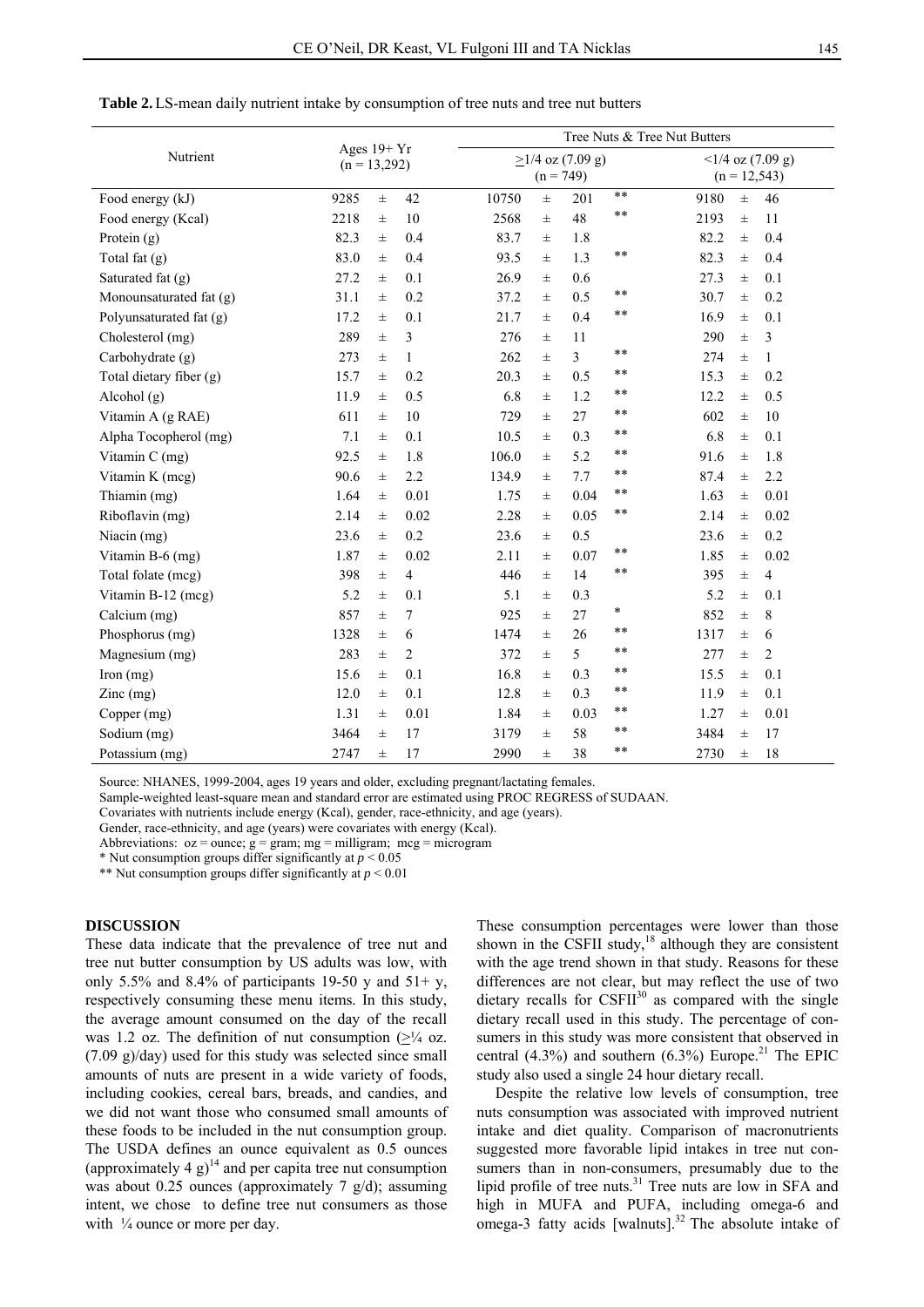**Table 2.** LS-mean daily nutrient intake by consumption of tree nuts and tree nut butters

| Nutrient | Ages 19+ Yr (n = 13,292) | Tree Nuts & Tree Nut Butters ≥1/4 oz (7.09 g) (n = 749) | | Tree Nuts & Tree Nut Butters <1/4 oz (7.09 g) (n = 12,543) |
|---|---|---|---|---|
| Food energy (kJ) | 9285 ± 42 | 10750 ± 201 | ** | 9180 ± 46 |
| Food energy (Kcal) | 2218 ± 10 | 2568 ± 48 | ** | 2193 ± 11 |
| Protein (g) | 82.3 ± 0.4 | 83.7 ± 1.8 | | 82.2 ± 0.4 |
| Total fat (g) | 83.0 ± 0.4 | 93.5 ± 1.3 | ** | 82.3 ± 0.4 |
| Saturated fat (g) | 27.2 ± 0.1 | 26.9 ± 0.6 | | 27.3 ± 0.1 |
| Monounsaturated fat (g) | 31.1 ± 0.2 | 37.2 ± 0.5 | ** | 30.7 ± 0.2 |
| Polyunsaturated fat (g) | 17.2 ± 0.1 | 21.7 ± 0.4 | ** | 16.9 ± 0.1 |
| Cholesterol (mg) | 289 ± 3 | 276 ± 11 | | 290 ± 3 |
| Carbohydrate (g) | 273 ± 1 | 262 ± 3 | ** | 274 ± 1 |
| Total dietary fiber (g) | 15.7 ± 0.2 | 20.3 ± 0.5 | ** | 15.3 ± 0.2 |
| Alcohol (g) | 11.9 ± 0.5 | 6.8 ± 1.2 | ** | 12.2 ± 0.5 |
| Vitamin A (g RAE) | 611 ± 10 | 729 ± 27 | ** | 602 ± 10 |
| Alpha Tocopherol (mg) | 7.1 ± 0.1 | 10.5 ± 0.3 | ** | 6.8 ± 0.1 |
| Vitamin C (mg) | 92.5 ± 1.8 | 106.0 ± 5.2 | ** | 91.6 ± 1.8 |
| Vitamin K (mcg) | 90.6 ± 2.2 | 134.9 ± 7.7 | ** | 87.4 ± 2.2 |
| Thiamin (mg) | 1.64 ± 0.01 | 1.75 ± 0.04 | ** | 1.63 ± 0.01 |
| Riboflavin (mg) | 2.14 ± 0.02 | 2.28 ± 0.05 | ** | 2.14 ± 0.02 |
| Niacin (mg) | 23.6 ± 0.2 | 23.6 ± 0.5 | | 23.6 ± 0.2 |
| Vitamin B-6 (mg) | 1.87 ± 0.02 | 2.11 ± 0.07 | ** | 1.85 ± 0.02 |
| Total folate (mcg) | 398 ± 4 | 446 ± 14 | ** | 395 ± 4 |
| Vitamin B-12 (mcg) | 5.2 ± 0.1 | 5.1 ± 0.3 | | 5.2 ± 0.1 |
| Calcium (mg) | 857 ± 7 | 925 ± 27 | * | 852 ± 8 |
| Phosphorus (mg) | 1328 ± 6 | 1474 ± 26 | ** | 1317 ± 6 |
| Magnesium (mg) | 283 ± 2 | 372 ± 5 | ** | 277 ± 2 |
| Iron (mg) | 15.6 ± 0.1 | 16.8 ± 0.3 | ** | 15.5 ± 0.1 |
| Zinc (mg) | 12.0 ± 0.1 | 12.8 ± 0.3 | ** | 11.9 ± 0.1 |
| Copper (mg) | 1.31 ± 0.01 | 1.84 ± 0.03 | ** | 1.27 ± 0.01 |
| Sodium (mg) | 3464 ± 17 | 3179 ± 58 | ** | 3484 ± 17 |
| Potassium (mg) | 2747 ± 17 | 2990 ± 38 | ** | 2730 ± 18 |

Source: NHANES, 1999-2004, ages 19 years and older, excluding pregnant/lactating females.

Sample-weighted least-square mean and standard error are estimated using PROC REGRESS of SUDAAN.

Covariates with nutrients include energy (Kcal), gender, race-ethnicity, and age (years).

Gender, race-ethnicity, and age (years) were covariates with energy (Kcal).

Abbreviations: oz = ounce; g = gram; mg = milligram; mcg = microgram

* Nut consumption groups differ significantly at $p < 0.05$

** Nut consumption groups differ significantly at $p < 0.01$

## DISCUSSION

These data indicate that the prevalence of tree nut and tree nut butter consumption by US adults was low, with only 5.5% and 8.4% of participants 19-50 y and 51+ y, respectively consuming these menu items. In this study, the average amount consumed on the day of the recall was 1.2 oz. The definition of nut consumption (≥¼ oz. (7.09 g)/day) used for this study was selected since small amounts of nuts are present in a wide variety of foods, including cookies, cereal bars, breads, and candies, and we did not want those who consumed small amounts of these foods to be included in the nut consumption group. The USDA defines an ounce equivalent as 0.5 ounces (approximately 4 g)[14] and per capita tree nut consumption was about 0.25 ounces (approximately 7 g/d); assuming intent, we chose to define tree nut consumers as those with ¼ ounce or more per day.

These consumption percentages were lower than those shown in the CSFII study,[18] although they are consistent with the age trend shown in that study. Reasons for these differences are not clear, but may reflect the use of two dietary recalls for CSFII[30] as compared with the single dietary recall used in this study. The percentage of consumers in this study was more consistent that observed in central (4.3%) and southern (6.3%) Europe.[21] The EPIC study also used a single 24 hour dietary recall.

Despite the relative low levels of consumption, tree nuts consumption was associated with improved nutrient intake and diet quality. Comparison of macronutrients suggested more favorable lipid intakes in tree nut consumers than in non-consumers, presumably due to the lipid profile of tree nuts.[31] Tree nuts are low in SFA and high in MUFA and PUFA, including omega-6 and omega-3 fatty acids [walnuts].[32] The absolute intake of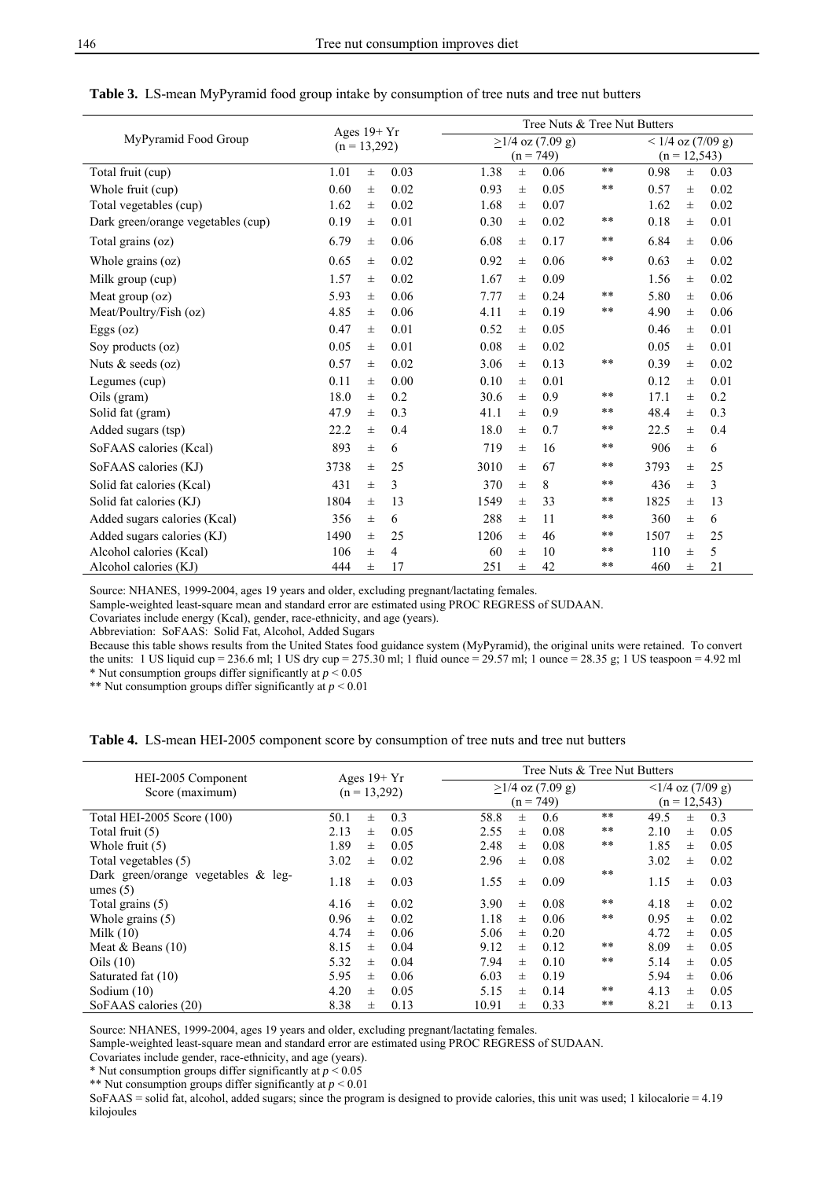**Table 3.** LS-mean MyPyramid food group intake by consumption of tree nuts and tree nut butters

| MyPyramid Food Group | Ages 19+ Yr (n = 13,292) | Tree Nuts & Tree Nut Butters ≥1/4 oz (7.09 g) (n = 749) | | < 1/4 oz (7/09 g) (n = 12,543) |
|---|---|---|---|---|
| Total fruit (cup) | 1.01 ± 0.03 | 1.38 ± 0.06 | ** | 0.98 ± 0.03 |
| Whole fruit (cup) | 0.60 ± 0.02 | 0.93 ± 0.05 | ** | 0.57 ± 0.02 |
| Total vegetables (cup) | 1.62 ± 0.02 | 1.68 ± 0.07 | | 1.62 ± 0.02 |
| Dark green/orange vegetables (cup) | 0.19 ± 0.01 | 0.30 ± 0.02 | ** | 0.18 ± 0.01 |
| Total grains (oz) | 6.79 ± 0.06 | 6.08 ± 0.17 | ** | 6.84 ± 0.06 |
| Whole grains (oz) | 0.65 ± 0.02 | 0.92 ± 0.06 | ** | 0.63 ± 0.02 |
| Milk group (cup) | 1.57 ± 0.02 | 1.67 ± 0.09 | | 1.56 ± 0.02 |
| Meat group (oz) | 5.93 ± 0.06 | 7.77 ± 0.24 | ** | 5.80 ± 0.06 |
| Meat/Poultry/Fish (oz) | 4.85 ± 0.06 | 4.11 ± 0.19 | ** | 4.90 ± 0.06 |
| Eggs (oz) | 0.47 ± 0.01 | 0.52 ± 0.05 | | 0.46 ± 0.01 |
| Soy products (oz) | 0.05 ± 0.01 | 0.08 ± 0.02 | | 0.05 ± 0.01 |
| Nuts & seeds (oz) | 0.57 ± 0.02 | 3.06 ± 0.13 | ** | 0.39 ± 0.02 |
| Legumes (cup) | 0.11 ± 0.00 | 0.10 ± 0.01 | | 0.12 ± 0.01 |
| Oils (gram) | 18.0 ± 0.2 | 30.6 ± 0.9 | ** | 17.1 ± 0.2 |
| Solid fat (gram) | 47.9 ± 0.3 | 41.1 ± 0.9 | ** | 48.4 ± 0.3 |
| Added sugars (tsp) | 22.2 ± 0.4 | 18.0 ± 0.7 | ** | 22.5 ± 0.4 |
| SoFAAS calories (Kcal) | 893 ± 6 | 719 ± 16 | ** | 906 ± 6 |
| SoFAAS calories (KJ) | 3738 ± 25 | 3010 ± 67 | ** | 3793 ± 25 |
| Solid fat calories (Kcal) | 431 ± 3 | 370 ± 8 | ** | 436 ± 3 |
| Solid fat calories (KJ) | 1804 ± 13 | 1549 ± 33 | ** | 1825 ± 13 |
| Added sugars calories (Kcal) | 356 ± 6 | 288 ± 11 | ** | 360 ± 6 |
| Added sugars calories (KJ) | 1490 ± 25 | 1206 ± 46 | ** | 1507 ± 25 |
| Alcohol calories (Kcal) | 106 ± 4 | 60 ± 10 | ** | 110 ± 5 |
| Alcohol calories (KJ) | 444 ± 17 | 251 ± 42 | ** | 460 ± 21 |

Source: NHANES, 1999-2004, ages 19 years and older, excluding pregnant/lactating females.
Sample-weighted least-square mean and standard error are estimated using PROC REGRESS of SUDAAN.
Covariates include energy (Kcal), gender, race-ethnicity, and age (years).
Abbreviation: SoFAAS: Solid Fat, Alcohol, Added Sugars
Because this table shows results from the United States food guidance system (MyPyramid), the original units were retained. To convert the units: 1 US liquid cup = 236.6 ml; 1 US dry cup = 275.30 ml; 1 fluid ounce = 29.57 ml; 1 ounce = 28.35 g; 1 US teaspoon = 4.92 ml
* Nut consumption groups differ significantly at $p < 0.05$
** Nut consumption groups differ significantly at $p < 0.01$

**Table 4.** LS-mean HEI-2005 component score by consumption of tree nuts and tree nut butters

| HEI-2005 Component Score (maximum) | Ages 19+ Yr (n = 13,292) | Tree Nuts & Tree Nut Butters ≥1/4 oz (7.09 g) (n = 749) | | <1/4 oz (7/09 g) (n = 12,543) |
|---|---|---|---|---|
| Total HEI-2005 Score (100) | 50.1 ± 0.3 | 58.8 ± 0.6 | ** | 49.5 ± 0.3 |
| Total fruit (5) | 2.13 ± 0.05 | 2.55 ± 0.08 | ** | 2.10 ± 0.05 |
| Whole fruit (5) | 1.89 ± 0.05 | 2.48 ± 0.08 | ** | 1.85 ± 0.05 |
| Total vegetables (5) | 3.02 ± 0.02 | 2.96 ± 0.08 | | 3.02 ± 0.02 |
| Dark green/orange vegetables & legumes (5) | 1.18 ± 0.03 | 1.55 ± 0.09 | ** | 1.15 ± 0.03 |
| Total grains (5) | 4.16 ± 0.02 | 3.90 ± 0.08 | ** | 4.18 ± 0.02 |
| Whole grains (5) | 0.96 ± 0.02 | 1.18 ± 0.06 | ** | 0.95 ± 0.02 |
| Milk (10) | 4.74 ± 0.06 | 5.06 ± 0.20 | | 4.72 ± 0.05 |
| Meat & Beans (10) | 8.15 ± 0.04 | 9.12 ± 0.12 | ** | 8.09 ± 0.05 |
| Oils (10) | 5.32 ± 0.04 | 7.94 ± 0.10 | ** | 5.14 ± 0.05 |
| Saturated fat (10) | 5.95 ± 0.06 | 6.03 ± 0.19 | | 5.94 ± 0.06 |
| Sodium (10) | 4.20 ± 0.05 | 5.15 ± 0.14 | ** | 4.13 ± 0.05 |
| SoFAAS calories (20) | 8.38 ± 0.13 | 10.91 ± 0.33 | ** | 8.21 ± 0.13 |

Source: NHANES, 1999-2004, ages 19 years and older, excluding pregnant/lactating females.
Sample-weighted least-square mean and standard error are estimated using PROC REGRESS of SUDAAN.
Covariates include gender, race-ethnicity, and age (years).
* Nut consumption groups differ significantly at $p < 0.05$
** Nut consumption groups differ significantly at $p < 0.01$
SoFAAS = solid fat, alcohol, added sugars; since the program is designed to provide calories, this unit was used; 1 kilocalorie = 4.19 kilojoules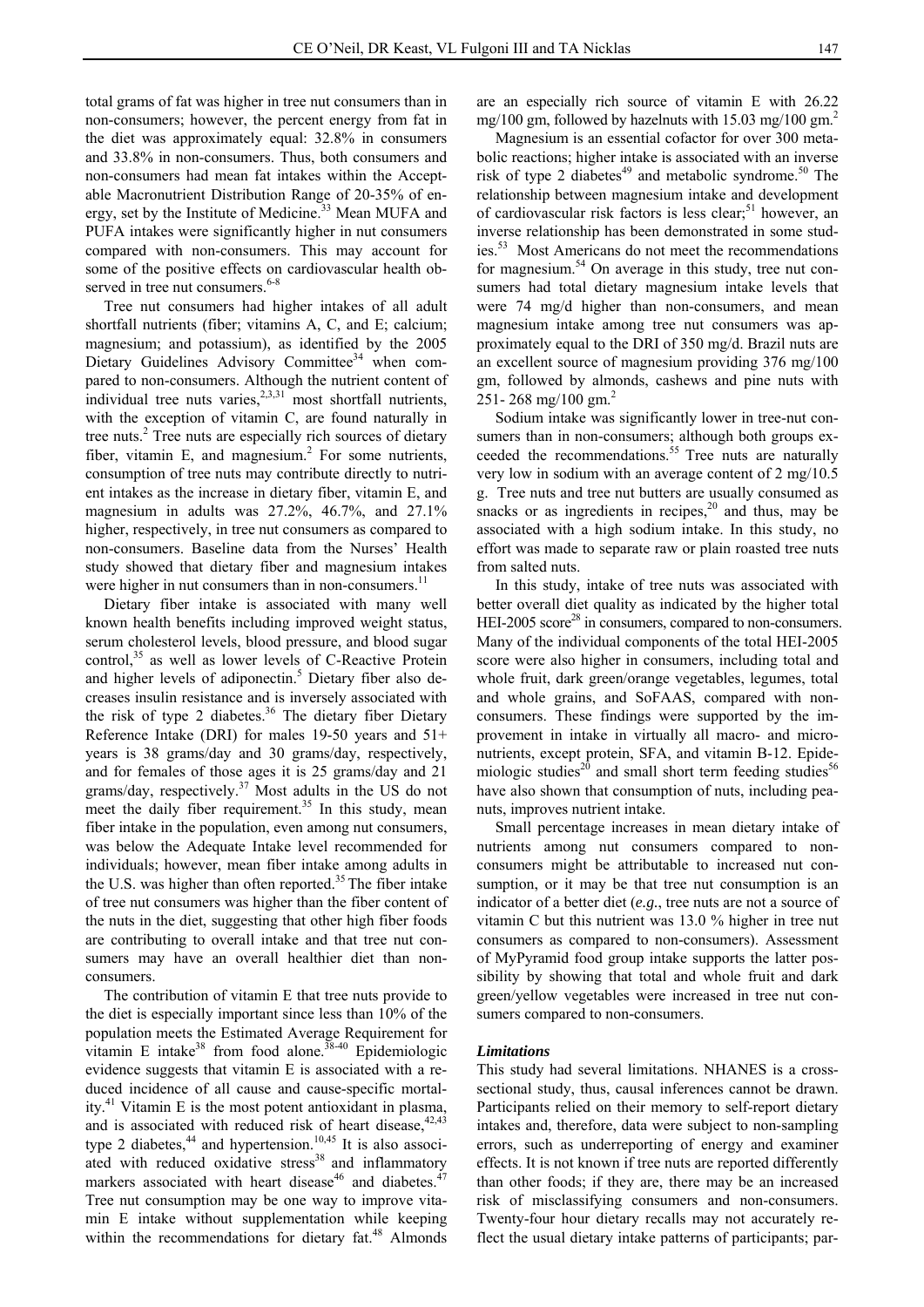total grams of fat was higher in tree nut consumers than in non-consumers; however, the percent energy from fat in the diet was approximately equal: 32.8% in consumers and 33.8% in non-consumers. Thus, both consumers and non-consumers had mean fat intakes within the Acceptable Macronutrient Distribution Range of 20-35% of energy, set by the Institute of Medicine.[33] Mean MUFA and PUFA intakes were significantly higher in nut consumers compared with non-consumers. This may account for some of the positive effects on cardiovascular health observed in tree nut consumers.[6-8]

Tree nut consumers had higher intakes of all adult shortfall nutrients (fiber; vitamins A, C, and E; calcium; magnesium; and potassium), as identified by the 2005 Dietary Guidelines Advisory Committee[34] when compared to non-consumers. Although the nutrient content of individual tree nuts varies,[2,3,31] most shortfall nutrients, with the exception of vitamin C, are found naturally in tree nuts.[2] Tree nuts are especially rich sources of dietary fiber, vitamin E, and magnesium.[2] For some nutrients, consumption of tree nuts may contribute directly to nutrient intakes as the increase in dietary fiber, vitamin E, and magnesium in adults was 27.2%, 46.7%, and 27.1% higher, respectively, in tree nut consumers as compared to non-consumers. Baseline data from the Nurses' Health study showed that dietary fiber and magnesium intakes were higher in nut consumers than in non-consumers.[11]

Dietary fiber intake is associated with many well known health benefits including improved weight status, serum cholesterol levels, blood pressure, and blood sugar control,[35] as well as lower levels of C-Reactive Protein and higher levels of adiponectin.[5] Dietary fiber also decreases insulin resistance and is inversely associated with the risk of type 2 diabetes.[36] The dietary fiber Dietary Reference Intake (DRI) for males 19-50 years and 51+ years is 38 grams/day and 30 grams/day, respectively, and for females of those ages it is 25 grams/day and 21 grams/day, respectively.[37] Most adults in the US do not meet the daily fiber requirement.[35] In this study, mean fiber intake in the population, even among nut consumers, was below the Adequate Intake level recommended for individuals; however, mean fiber intake among adults in the U.S. was higher than often reported.[35] The fiber intake of tree nut consumers was higher than the fiber content of the nuts in the diet, suggesting that other high fiber foods are contributing to overall intake and that tree nut consumers may have an overall healthier diet than non-consumers.

The contribution of vitamin E that tree nuts provide to the diet is especially important since less than 10% of the population meets the Estimated Average Requirement for vitamin E intake[38] from food alone.[38-40] Epidemiologic evidence suggests that vitamin E is associated with a reduced incidence of all cause and cause-specific mortality.[41] Vitamin E is the most potent antioxidant in plasma, and is associated with reduced risk of heart disease,[42,43] type 2 diabetes,[44] and hypertension.[10,45] It is also associated with reduced oxidative stress[38] and inflammatory markers associated with heart disease[46] and diabetes.[47] Tree nut consumption may be one way to improve vitamin E intake without supplementation while keeping within the recommendations for dietary fat.[48] Almonds are an especially rich source of vitamin E with 26.22 mg/100 gm, followed by hazelnuts with 15.03 mg/100 gm.[2]

Magnesium is an essential cofactor for over 300 metabolic reactions; higher intake is associated with an inverse risk of type 2 diabetes[49] and metabolic syndrome.[50] The relationship between magnesium intake and development of cardiovascular risk factors is less clear;[51] however, an inverse relationship has been demonstrated in some studies.[53] Most Americans do not meet the recommendations for magnesium.[54] On average in this study, tree nut consumers had total dietary magnesium intake levels that were 74 mg/d higher than non-consumers, and mean magnesium intake among tree nut consumers was approximately equal to the DRI of 350 mg/d. Brazil nuts are an excellent source of magnesium providing 376 mg/100 gm, followed by almonds, cashews and pine nuts with 251- 268 mg/100 gm.[2]

Sodium intake was significantly lower in tree-nut consumers than in non-consumers; although both groups exceeded the recommendations.[55] Tree nuts are naturally very low in sodium with an average content of 2 mg/10.5 g. Tree nuts and tree nut butters are usually consumed as snacks or as ingredients in recipes,[20] and thus, may be associated with a high sodium intake. In this study, no effort was made to separate raw or plain roasted tree nuts from salted nuts.

In this study, intake of tree nuts was associated with better overall diet quality as indicated by the higher total HEI-2005 score[28] in consumers, compared to non-consumers. Many of the individual components of the total HEI-2005 score were also higher in consumers, including total and whole fruit, dark green/orange vegetables, legumes, total and whole grains, and SoFAAS, compared with non-consumers. These findings were supported by the improvement in intake in virtually all macro- and micronutrients, except protein, SFA, and vitamin B-12. Epidemiologic studies[20] and small short term feeding studies[56] have also shown that consumption of nuts, including peanuts, improves nutrient intake.

Small percentage increases in mean dietary intake of nutrients among nut consumers compared to non-consumers might be attributable to increased nut consumption, or it may be that tree nut consumption is an indicator of a better diet (*e.g.*, tree nuts are not a source of vitamin C but this nutrient was 13.0 % higher in tree nut consumers as compared to non-consumers). Assessment of MyPyramid food group intake supports the latter possibility by showing that total and whole fruit and dark green/yellow vegetables were increased in tree nut consumers compared to non-consumers.

### *Limitations*

This study had several limitations. NHANES is a cross-sectional study, thus, causal inferences cannot be drawn. Participants relied on their memory to self-report dietary intakes and, therefore, data were subject to non-sampling errors, such as underreporting of energy and examiner effects. It is not known if tree nuts are reported differently than other foods; if they are, there may be an increased risk of misclassifying consumers and non-consumers. Twenty-four hour dietary recalls may not accurately reflect the usual dietary intake patterns of participants; par-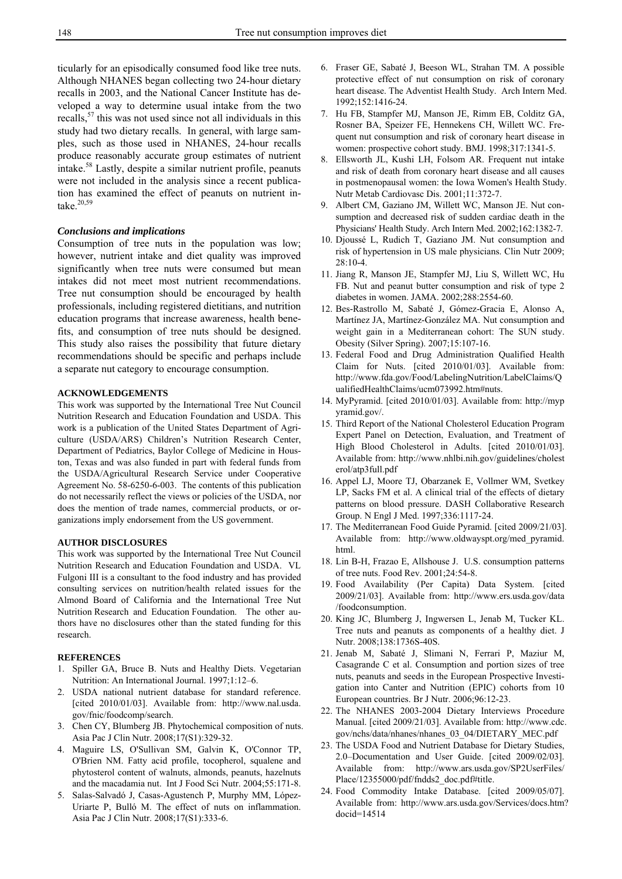ticularly for an episodically consumed food like tree nuts. Although NHANES began collecting two 24-hour dietary recalls in 2003, and the National Cancer Institute has developed a way to determine usual intake from the two recalls,[57] this was not used since not all individuals in this study had two dietary recalls. In general, with large samples, such as those used in NHANES, 24-hour recalls produce reasonably accurate group estimates of nutrient intake.[58] Lastly, despite a similar nutrient profile, peanuts were not included in the analysis since a recent publication has examined the effect of peanuts on nutrient intake.[20,59]

### *Conclusions and implications*

Consumption of tree nuts in the population was low; however, nutrient intake and diet quality was improved significantly when tree nuts were consumed but mean intakes did not meet most nutrient recommendations. Tree nut consumption should be encouraged by health professionals, including registered dietitians, and nutrition education programs that increase awareness, health benefits, and consumption of tree nuts should be designed. This study also raises the possibility that future dietary recommendations should be specific and perhaps include a separate nut category to encourage consumption.

## ACKNOWLEDGEMENTS

This work was supported by the International Tree Nut Council Nutrition Research and Education Foundation and USDA. This work is a publication of the United States Department of Agriculture (USDA/ARS) Children's Nutrition Research Center, Department of Pediatrics, Baylor College of Medicine in Houston, Texas and was also funded in part with federal funds from the USDA/Agricultural Research Service under Cooperative Agreement No. 58-6250-6-003. The contents of this publication do not necessarily reflect the views or policies of the USDA, nor does the mention of trade names, commercial products, or organizations imply endorsement from the US government.

## AUTHOR DISCLOSURES

This work was supported by the International Tree Nut Council Nutrition Research and Education Foundation and USDA. VL Fulgoni III is a consultant to the food industry and has provided consulting services on nutrition/health related issues for the Almond Board of California and the International Tree Nut Nutrition Research and Education Foundation. The other authors have no disclosures other than the stated funding for this research.

## REFERENCES

1. Spiller GA, Bruce B. Nuts and Healthy Diets. Vegetarian Nutrition: An International Journal. 1997;1:12–6.
2. USDA national nutrient database for standard reference. [cited 2010/01/03]. Available from: http://www.nal.usda.gov/fnic/foodcomp/search.
3. Chen CY, Blumberg JB. Phytochemical composition of nuts. Asia Pac J Clin Nutr. 2008;17(S1):329-32.
4. Maguire LS, O'Sullivan SM, Galvin K, O'Connor TP, O'Brien NM. Fatty acid profile, tocopherol, squalene and phytosterol content of walnuts, almonds, peanuts, hazelnuts and the macadamia nut. Int J Food Sci Nutr. 2004;55:171-8.
5. Salas-Salvadó J, Casas-Agustench P, Murphy MM, López-Uriarte P, Bulló M. The effect of nuts on inflammation. Asia Pac J Clin Nutr. 2008;17(S1):333-6.
6. Fraser GE, Sabaté J, Beeson WL, Strahan TM. A possible protective effect of nut consumption on risk of coronary heart disease. The Adventist Health Study. Arch Intern Med. 1992;152:1416-24.
7. Hu FB, Stampfer MJ, Manson JE, Rimm EB, Colditz GA, Rosner BA, Speizer FE, Hennekens CH, Willett WC. Frequent nut consumption and risk of coronary heart disease in women: prospective cohort study. BMJ. 1998;317:1341-5.
8. Ellsworth JL, Kushi LH, Folsom AR. Frequent nut intake and risk of death from coronary heart disease and all causes in postmenopausal women: the Iowa Women's Health Study. Nutr Metab Cardiovasc Dis. 2001;11:372-7.
9. Albert CM, Gaziano JM, Willett WC, Manson JE. Nut consumption and decreased risk of sudden cardiac death in the Physicians' Health Study. Arch Intern Med. 2002;162:1382-7.
10. Djoussé L, Rudich T, Gaziano JM. Nut consumption and risk of hypertension in US male physicians. Clin Nutr 2009; 28:10-4.
11. Jiang R, Manson JE, Stampfer MJ, Liu S, Willett WC, Hu FB. Nut and peanut butter consumption and risk of type 2 diabetes in women. JAMA. 2002;288:2554-60.
12. Bes-Rastrollo M, Sabaté J, Gómez-Gracia E, Alonso A, Martínez JA, Martínez-González MA. Nut consumption and weight gain in a Mediterranean cohort: The SUN study. Obesity (Silver Spring). 2007;15:107-16.
13. Federal Food and Drug Administration Qualified Health Claim for Nuts. [cited 2010/01/03]. Available from: http://www.fda.gov/Food/LabelingNutrition/LabelClaims/QualifiedHealthClaims/ucm073992.htm#nuts.
14. MyPyramid. [cited 2010/01/03]. Available from: http://mypyramid.gov/.
15. Third Report of the National Cholesterol Education Program Expert Panel on Detection, Evaluation, and Treatment of High Blood Cholesterol in Adults. [cited 2010/01/03]. Available from: http://www.nhlbi.nih.gov/guidelines/cholesterol/atp3full.pdf
16. Appel LJ, Moore TJ, Obarzanek E, Vollmer WM, Svetkey LP, Sacks FM et al. A clinical trial of the effects of dietary patterns on blood pressure. DASH Collaborative Research Group. N Engl J Med. 1997;336:1117-24.
17. The Mediterranean Food Guide Pyramid. [cited 2009/21/03]. Available from: http://www.oldwayspt.org/med_pyramid.html.
18. Lin B-H, Frazao E, Allshouse J. U.S. consumption patterns of tree nuts. Food Rev. 2001;24:54-8.
19. Food Availability (Per Capita) Data System. [cited 2009/21/03]. Available from: http://www.ers.usda.gov/data/foodconsumption.
20. King JC, Blumberg J, Ingwersen L, Jenab M, Tucker KL. Tree nuts and peanuts as components of a healthy diet. J Nutr. 2008;138:1736S-40S.
21. Jenab M, Sabaté J, Slimani N, Ferrari P, Maziur M, Casagrande C et al. Consumption and portion sizes of tree nuts, peanuts and seeds in the European Prospective Investigation into Canter and Nutrition (EPIC) cohorts from 10 European countries. Br J Nutr. 2006;96:12-23.
22. The NHANES 2003-2004 Dietary Interviews Procedure Manual. [cited 2009/21/03]. Available from: http://www.cdc.gov/nchs/data/nhanes/nhanes_03_04/DIETARY_MEC.pdf
23. The USDA Food and Nutrient Database for Dietary Studies, 2.0–Documentation and User Guide. [cited 2009/02/03]. Available from: http://www.ars.usda.gov/SP2UserFiles/Place/12355000/pdf/fndds2_doc.pdf#title.
24. Food Commodity Intake Database. [cited 2009/05/07]. Available from: http://www.ars.usda.gov/Services/docs.htm?docid=14514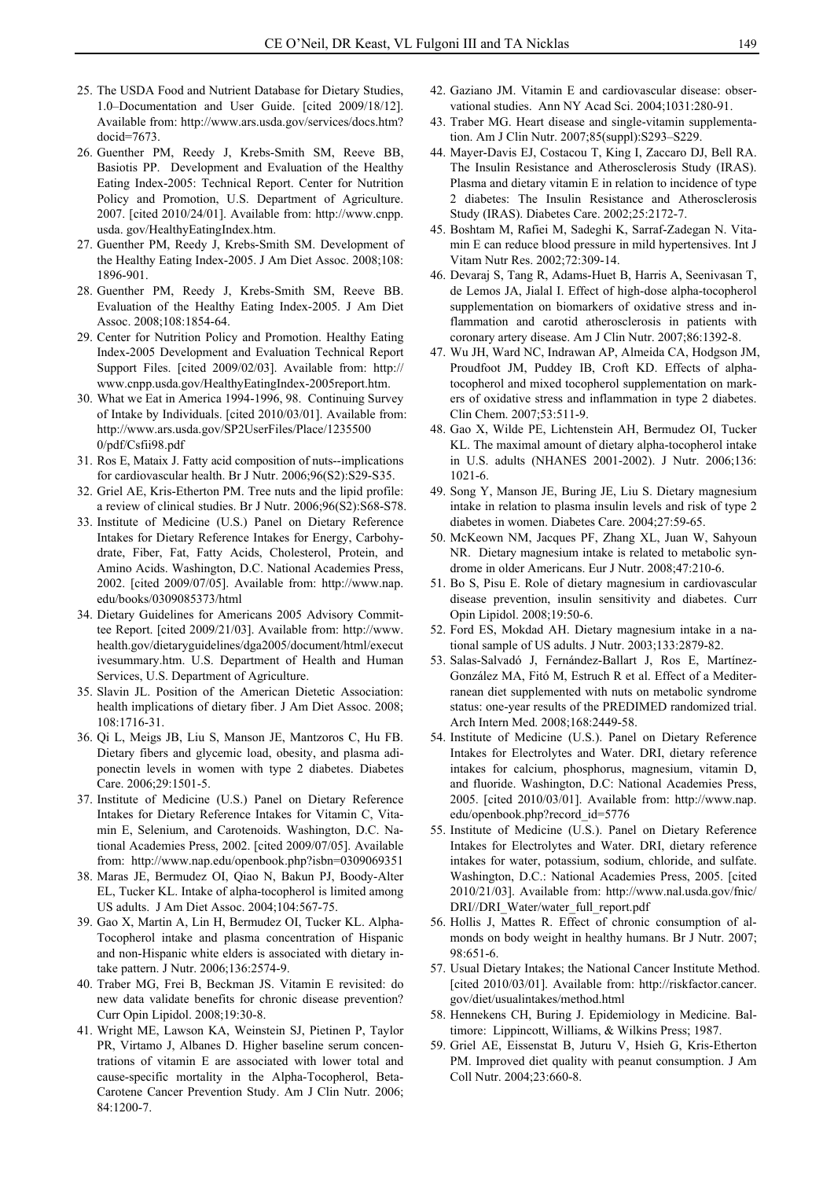25. The USDA Food and Nutrient Database for Dietary Studies, 1.0–Documentation and User Guide. [cited 2009/18/12]. Available from: http://www.ars.usda.gov/services/docs.htm?docid=7673.
26. Guenther PM, Reedy J, Krebs-Smith SM, Reeve BB, Basiotis PP. Development and Evaluation of the Healthy Eating Index-2005: Technical Report. Center for Nutrition Policy and Promotion, U.S. Department of Agriculture. 2007. [cited 2010/24/01]. Available from: http://www.cnpp.usda. gov/HealthyEatingIndex.htm.
27. Guenther PM, Reedy J, Krebs-Smith SM. Development of the Healthy Eating Index-2005. J Am Diet Assoc. 2008;108: 1896-901.
28. Guenther PM, Reedy J, Krebs-Smith SM, Reeve BB. Evaluation of the Healthy Eating Index-2005. J Am Diet Assoc. 2008;108:1854-64.
29. Center for Nutrition Policy and Promotion. Healthy Eating Index-2005 Development and Evaluation Technical Report Support Files. [cited 2009/02/03]. Available from: http://www.cnpp.usda.gov/HealthyEatingIndex-2005report.htm.
30. What we Eat in America 1994-1996, 98. Continuing Survey of Intake by Individuals. [cited 2010/03/01]. Available from: http://www.ars.usda.gov/SP2UserFiles/Place/1235500 0/pdf/Csfii98.pdf
31. Ros E, Mataix J. Fatty acid composition of nuts--implications for cardiovascular health. Br J Nutr. 2006;96(S2):S29-S35.
32. Griel AE, Kris-Etherton PM. Tree nuts and the lipid profile: a review of clinical studies. Br J Nutr. 2006;96(S2):S68-S78.
33. Institute of Medicine (U.S.) Panel on Dietary Reference Intakes for Dietary Reference Intakes for Energy, Carbohydrate, Fiber, Fat, Fatty Acids, Cholesterol, Protein, and Amino Acids. Washington, D.C. National Academies Press, 2002. [cited 2009/07/05]. Available from: http://www.nap.edu/books/0309085373/html
34. Dietary Guidelines for Americans 2005 Advisory Committee Report. [cited 2009/21/03]. Available from: http://www.health.gov/dietaryguidelines/dga2005/document/html/executivesummary.htm. U.S. Department of Health and Human Services, U.S. Department of Agriculture.
35. Slavin JL. Position of the American Dietetic Association: health implications of dietary fiber. J Am Diet Assoc. 2008; 108:1716-31.
36. Qi L, Meigs JB, Liu S, Manson JE, Mantzoros C, Hu FB. Dietary fibers and glycemic load, obesity, and plasma adiponectin levels in women with type 2 diabetes. Diabetes Care. 2006;29:1501-5.
37. Institute of Medicine (U.S.) Panel on Dietary Reference Intakes for Dietary Reference Intakes for Vitamin C, Vitamin E, Selenium, and Carotenoids. Washington, D.C. National Academies Press, 2002. [cited 2009/07/05]. Available from: http://www.nap.edu/openbook.php?isbn=0309069351
38. Maras JE, Bermudez OI, Qiao N, Bakun PJ, Boody-Alter EL, Tucker KL. Intake of alpha-tocopherol is limited among US adults. J Am Diet Assoc. 2004;104:567-75.
39. Gao X, Martin A, Lin H, Bermudez OI, Tucker KL. Alpha-Tocopherol intake and plasma concentration of Hispanic and non-Hispanic white elders is associated with dietary intake pattern. J Nutr. 2006;136:2574-9.
40. Traber MG, Frei B, Beckman JS. Vitamin E revisited: do new data validate benefits for chronic disease prevention? Curr Opin Lipidol. 2008;19:30-8.
41. Wright ME, Lawson KA, Weinstein SJ, Pietinen P, Taylor PR, Virtamo J, Albanes D. Higher baseline serum concentrations of vitamin E are associated with lower total and cause-specific mortality in the Alpha-Tocopherol, Beta-Carotene Cancer Prevention Study. Am J Clin Nutr. 2006; 84:1200-7.
42. Gaziano JM. Vitamin E and cardiovascular disease: observational studies. Ann NY Acad Sci. 2004;1031:280-91.
43. Traber MG. Heart disease and single-vitamin supplementation. Am J Clin Nutr. 2007;85(suppl):S293–S229.
44. Mayer-Davis EJ, Costacou T, King I, Zaccaro DJ, Bell RA. The Insulin Resistance and Atherosclerosis Study (IRAS). Plasma and dietary vitamin E in relation to incidence of type 2 diabetes: The Insulin Resistance and Atherosclerosis Study (IRAS). Diabetes Care. 2002;25:2172-7.
45. Boshtam M, Rafiei M, Sadeghi K, Sarraf-Zadegan N. Vitamin E can reduce blood pressure in mild hypertensives. Int J Vitam Nutr Res. 2002;72:309-14.
46. Devaraj S, Tang R, Adams-Huet B, Harris A, Seenivasan T, de Lemos JA, Jialal I. Effect of high-dose alpha-tocopherol supplementation on biomarkers of oxidative stress and inflammation and carotid atherosclerosis in patients with coronary artery disease. Am J Clin Nutr. 2007;86:1392-8.
47. Wu JH, Ward NC, Indrawan AP, Almeida CA, Hodgson JM, Proudfoot JM, Puddey IB, Croft KD. Effects of alpha-tocopherol and mixed tocopherol supplementation on markers of oxidative stress and inflammation in type 2 diabetes. Clin Chem. 2007;53:511-9.
48. Gao X, Wilde PE, Lichtenstein AH, Bermudez OI, Tucker KL. The maximal amount of dietary alpha-tocopherol intake in U.S. adults (NHANES 2001-2002). J Nutr. 2006;136: 1021-6.
49. Song Y, Manson JE, Buring JE, Liu S. Dietary magnesium intake in relation to plasma insulin levels and risk of type 2 diabetes in women. Diabetes Care. 2004;27:59-65.
50. McKeown NM, Jacques PF, Zhang XL, Juan W, Sahyoun NR. Dietary magnesium intake is related to metabolic syndrome in older Americans. Eur J Nutr. 2008;47:210-6.
51. Bo S, Pisu E. Role of dietary magnesium in cardiovascular disease prevention, insulin sensitivity and diabetes. Curr Opin Lipidol. 2008;19:50-6.
52. Ford ES, Mokdad AH. Dietary magnesium intake in a national sample of US adults. J Nutr. 2003;133:2879-82.
53. Salas-Salvadó J, Fernández-Ballart J, Ros E, Martínez-González MA, Fitó M, Estruch R et al. Effect of a Mediterranean diet supplemented with nuts on metabolic syndrome status: one-year results of the PREDIMED randomized trial. Arch Intern Med. 2008;168:2449-58.
54. Institute of Medicine (U.S.). Panel on Dietary Reference Intakes for Electrolytes and Water. DRI, dietary reference intakes for calcium, phosphorus, magnesium, vitamin D, and fluoride. Washington, D.C: National Academies Press, 2005. [cited 2010/03/01]. Available from: http://www.nap.edu/openbook.php?record_id=5776
55. Institute of Medicine (U.S.). Panel on Dietary Reference Intakes for Electrolytes and Water. DRI, dietary reference intakes for water, potassium, sodium, chloride, and sulfate. Washington, D.C.: National Academies Press, 2005. [cited 2010/21/03]. Available from: http://www.nal.usda.gov/fnic/DRI//DRI_Water/water_full_report.pdf
56. Hollis J, Mattes R. Effect of chronic consumption of almonds on body weight in healthy humans. Br J Nutr. 2007; 98:651-6.
57. Usual Dietary Intakes; the National Cancer Institute Method. [cited 2010/03/01]. Available from: http://riskfactor.cancer.gov/diet/usualintakes/method.html
58. Hennekens CH, Buring J. Epidemiology in Medicine. Baltimore: Lippincott, Williams, & Wilkins Press; 1987.
59. Griel AE, Eissenstat B, Juturu V, Hsieh G, Kris-Etherton PM. Improved diet quality with peanut consumption. J Am Coll Nutr. 2004;23:660-8.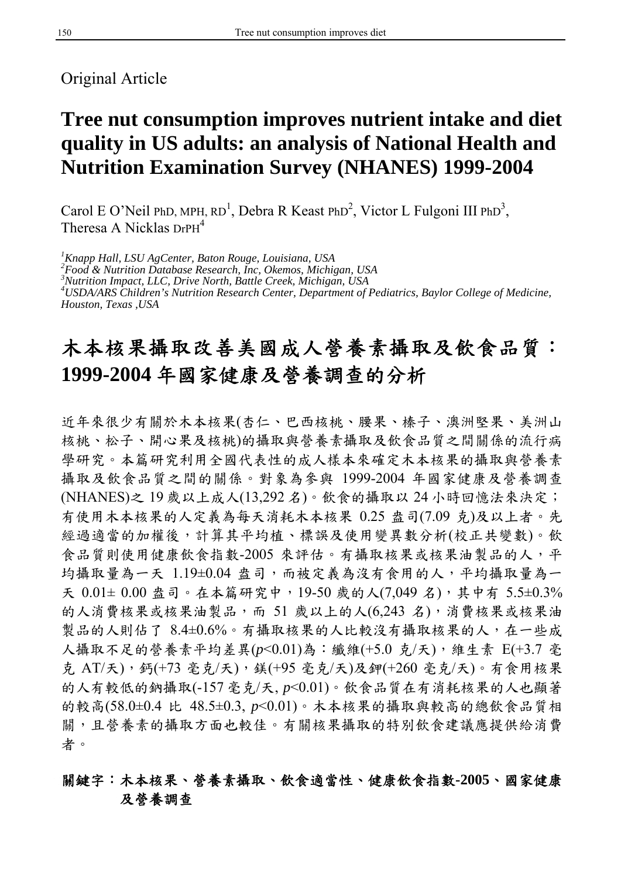Original Article

# Tree nut consumption improves nutrient intake and diet quality in US adults: an analysis of National Health and Nutrition Examination Survey (NHANES) 1999-2004

Carol E O'Neil PhD, MPH, RD[1], Debra R Keast PhD[2], Victor L Fulgoni III PhD[3], Theresa A Nicklas DrPH[4]

*[1]Knapp Hall, LSU AgCenter, Baton Rouge, Louisiana, USA*
*[2]Food & Nutrition Database Research, Inc, Okemos, Michigan, USA*
*[3]Nutrition Impact, LLC, Drive North, Battle Creek, Michigan, USA*
*[4]USDA/ARS Children's Nutrition Research Center, Department of Pediatrics, Baylor College of Medicine, Houston, Texas ,USA*

# 木本核果攝取改善美國成人營養素攝取及飲食品質：1999-2004 年國家健康及營養調查的分析

近年來很少有關於木本核果(杏仁、巴西核桃、腰果、榛子、澳洲堅果、美洲山核桃、松子、開心果及核桃)的攝取與營養素攝取及飲食品質之間關係的流行病學研究。本篇研究利用全國代表性的成人樣本來確定木本核果的攝取與營養素攝取及飲食品質之間的關係。對象為參與 1999-2004 年國家健康及營養調查(NHANES)之 19 歲以上成人(13,292 名)。飲食的攝取以 24 小時回憶法來決定；有使用木本核果的人定義為每天消耗木本核果 0.25 盎司(7.09 克)及以上者。先經過適當的加權後，計算其平均植、標誤及使用變異數分析(校正共變數)。飲食品質則使用健康飲食指數-2005 來評估。有攝取核果或核果油製品的人，平均攝取量為一天 1.19±0.04 盎司，而被定義為沒有食用的人，平均攝取量為一天 0.01± 0.00 盎司。在本篇研究中，19-50 歲的人(7,049 名)，其中有 5.5±0.3% 的人消費核果或核果油製品，而 51 歲以上的人(6,243 名)，消費核果或核果油製品的人則佔了 8.4±0.6%。有攝取核果的人比較沒有攝取核果的人，在一些成人攝取不足的營養素平均差異($p<0.01$)為：纖維(+5.0 克/天)，維生素 E(+3.7 毫克 AT/天)，鈣(+73 毫克/天)，鎂(+95 毫克/天)及鉀(+260 毫克/天)。有食用核果的人有較低的鈉攝取(-157 毫克/天, $p<0.01$)。飲食品質在有消耗核果的人也顯著的較高(58.0±0.4 比 48.5±0.3, $p<0.01$)。木本核果的攝取與較高的總飲食品質相關，且營養素的攝取方面也較佳。有關核果攝取的特別飲食建議應提供給消費者。

**關鍵字：木本核果、營養素攝取、飲食適當性、健康飲食指數-2005、國家健康及營養調查**